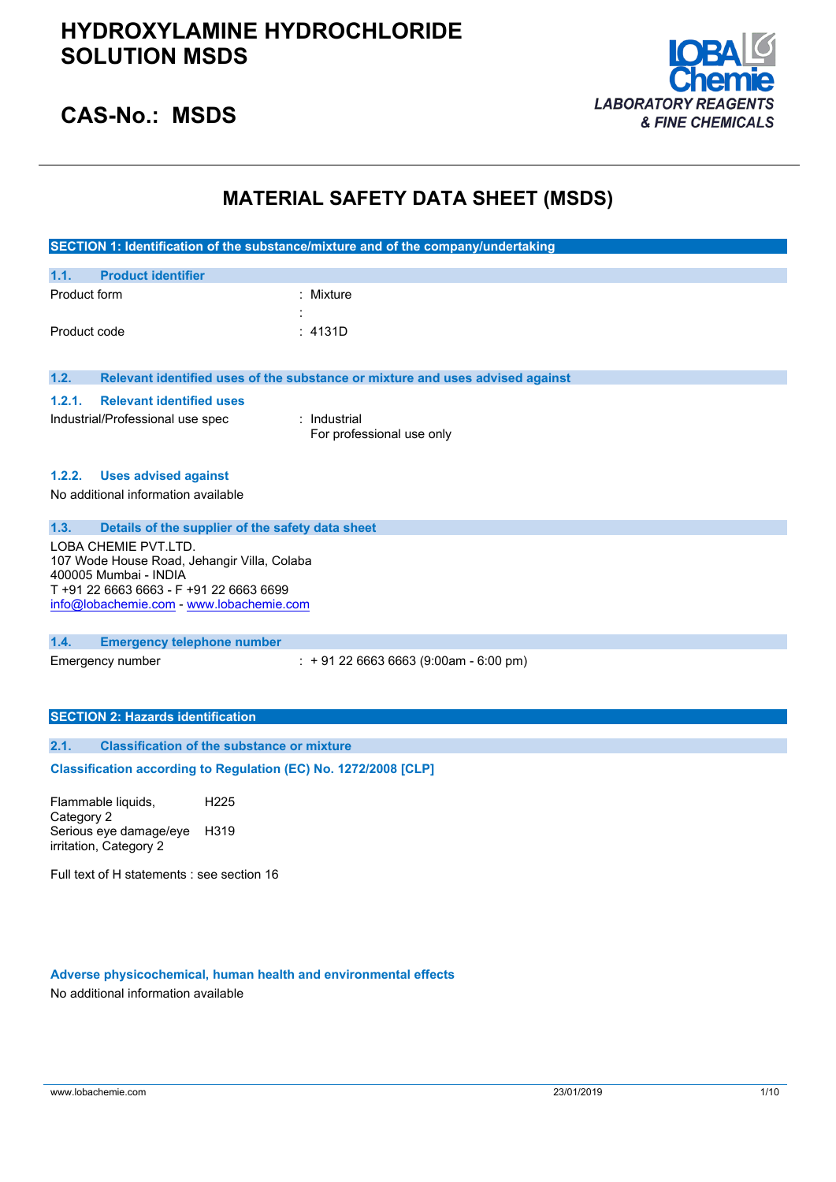# HYDROXYLAMINE HYDROCHLORIDE SOLUTION MSDS

## CAS-No.: MSDS

LOBA Chemie
*LABORATORY REAGENTS & FINE CHEMICALS*

# MATERIAL SAFETY DATA SHEET (MSDS)

## SECTION 1: Identification of the substance/mixture and of the company/undertaking

### 1.1. Product identifier

Product form : Mixture

:

Product code : 4131D

### 1.2. Relevant identified uses of the substance or mixture and uses advised against

#### 1.2.1. Relevant identified uses

Industrial/Professional use spec : Industrial
For professional use only

#### 1.2.2. Uses advised against

No additional information available

### 1.3. Details of the supplier of the safety data sheet

LOBA CHEMIE PVT.LTD.
107 Wode House Road, Jehangir Villa, Colaba
400005 Mumbai - INDIA
T +91 22 6663 6663 - F +91 22 6663 6699
info@lobachemie.com - www.lobachemie.com

### 1.4. Emergency telephone number

Emergency number : + 91 22 6663 6663 (9:00am - 6:00 pm)

## SECTION 2: Hazards identification

### 2.1. Classification of the substance or mixture

**Classification according to Regulation (EC) No. 1272/2008 [CLP]**

| | |
|---|---|
| Flammable liquids, Category 2 | H225 |
| Serious eye damage/eye irritation, Category 2 | H319 |

Full text of H statements : see section 16

**Adverse physicochemical, human health and environmental effects**

No additional information available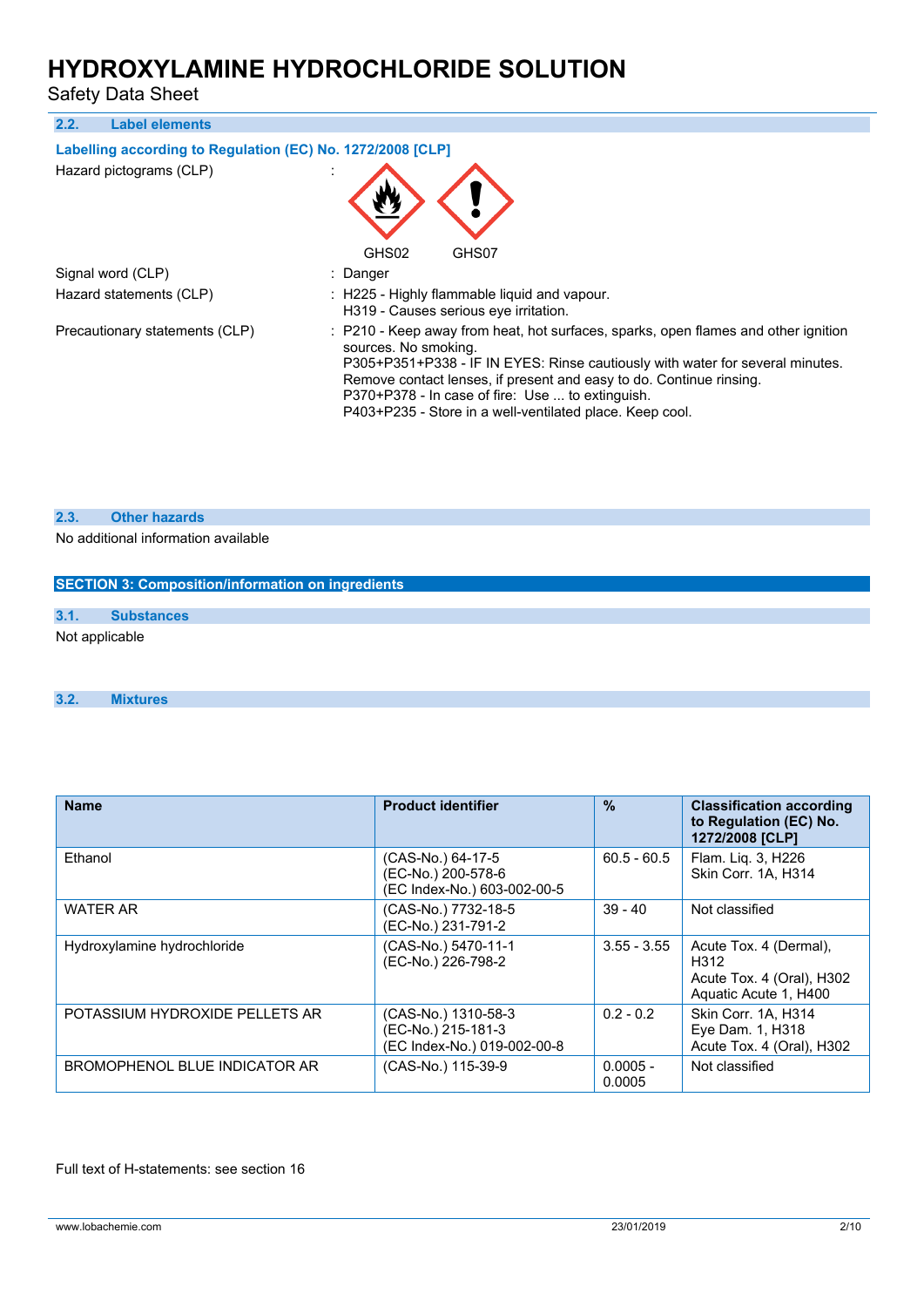### 2.2. Label elements

**Labelling according to Regulation (EC) No. 1272/2008 [CLP]**

Hazard pictograms (CLP) :

GHS02 GHS07

Signal word (CLP) : Danger

Hazard statements (CLP) : H225 - Highly flammable liquid and vapour.
H319 - Causes serious eye irritation.

Precautionary statements (CLP) : P210 - Keep away from heat, hot surfaces, sparks, open flames and other ignition sources. No smoking.
P305+P351+P338 - IF IN EYES: Rinse cautiously with water for several minutes. Remove contact lenses, if present and easy to do. Continue rinsing.
P370+P378 - In case of fire: Use ... to extinguish.
P403+P235 - Store in a well-ventilated place. Keep cool.

### 2.3. Other hazards

No additional information available

## SECTION 3: Composition/information on ingredients

### 3.1. Substances

Not applicable

### 3.2. Mixtures

| Name | Product identifier | % | Classification according to Regulation (EC) No. 1272/2008 [CLP] |
|---|---|---|---|
| Ethanol | (CAS-No.) 64-17-5<br>(EC-No.) 200-578-6<br>(EC Index-No.) 603-002-00-5 | 60.5 - 60.5 | Flam. Liq. 3, H226<br>Skin Corr. 1A, H314 |
| WATER AR | (CAS-No.) 7732-18-5<br>(EC-No.) 231-791-2 | 39 - 40 | Not classified |
| Hydroxylamine hydrochloride | (CAS-No.) 5470-11-1<br>(EC-No.) 226-798-2 | 3.55 - 3.55 | Acute Tox. 4 (Dermal), H312<br>Acute Tox. 4 (Oral), H302<br>Aquatic Acute 1, H400 |
| POTASSIUM HYDROXIDE PELLETS AR | (CAS-No.) 1310-58-3<br>(EC-No.) 215-181-3<br>(EC Index-No.) 019-002-00-8 | 0.2 - 0.2 | Skin Corr. 1A, H314<br>Eye Dam. 1, H318<br>Acute Tox. 4 (Oral), H302 |
| BROMOPHENOL BLUE INDICATOR AR | (CAS-No.) 115-39-9 | 0.0005 - 0.0005 | Not classified |

Full text of H-statements: see section 16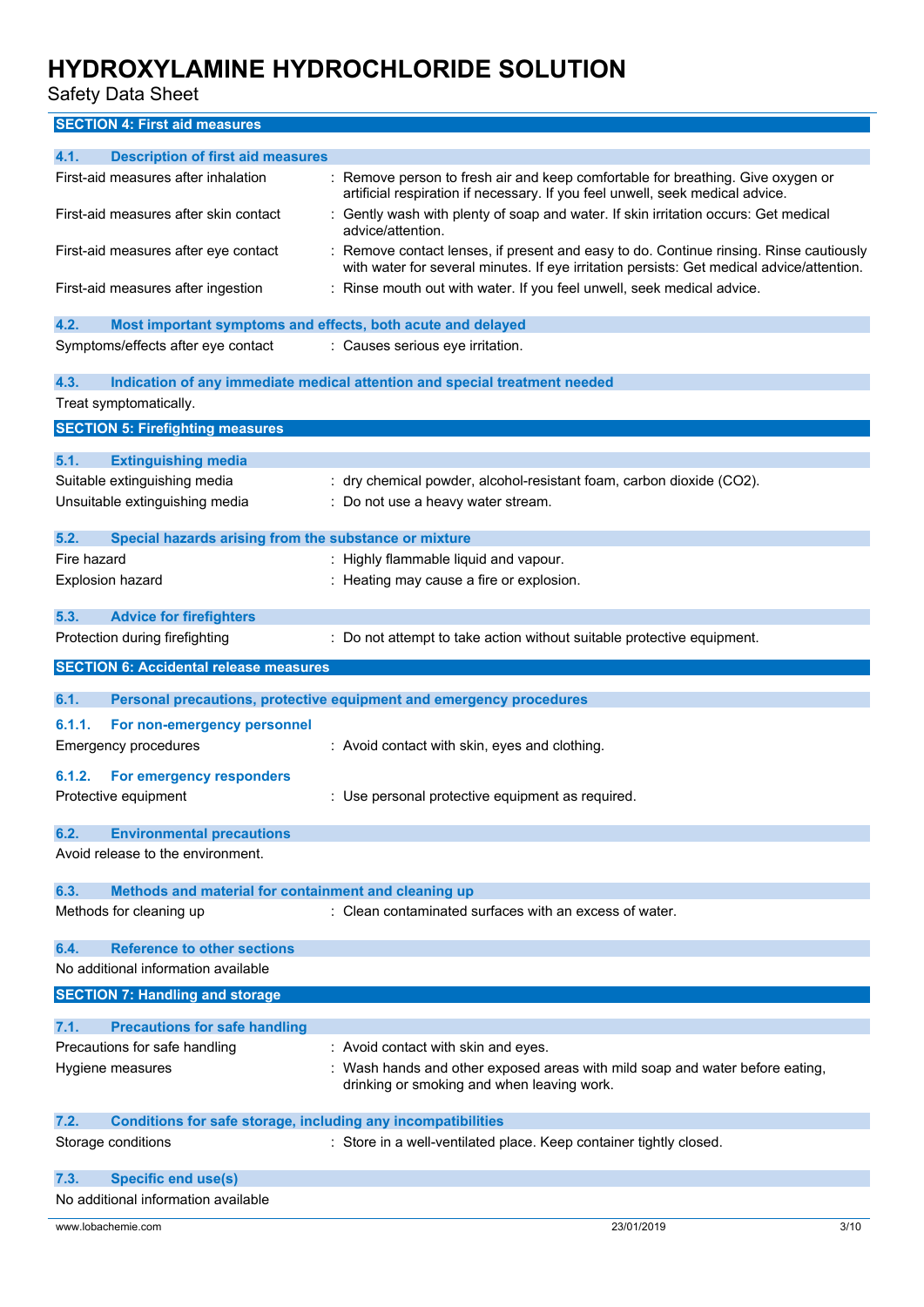## SECTION 4: First aid measures

### 4.1. Description of first aid measures

| | |
|---|---|
| First-aid measures after inhalation | : Remove person to fresh air and keep comfortable for breathing. Give oxygen or artificial respiration if necessary. If you feel unwell, seek medical advice. |
| First-aid measures after skin contact | : Gently wash with plenty of soap and water. If skin irritation occurs: Get medical advice/attention. |
| First-aid measures after eye contact | : Remove contact lenses, if present and easy to do. Continue rinsing. Rinse cautiously with water for several minutes. If eye irritation persists: Get medical advice/attention. |
| First-aid measures after ingestion | : Rinse mouth out with water. If you feel unwell, seek medical advice. |

### 4.2. Most important symptoms and effects, both acute and delayed

| | |
|---|---|
| Symptoms/effects after eye contact | : Causes serious eye irritation. |

### 4.3. Indication of any immediate medical attention and special treatment needed

Treat symptomatically.

## SECTION 5: Firefighting measures

### 5.1. Extinguishing media

| | |
|---|---|
| Suitable extinguishing media | : dry chemical powder, alcohol-resistant foam, carbon dioxide ($CO_2$). |
| Unsuitable extinguishing media | : Do not use a heavy water stream. |

### 5.2. Special hazards arising from the substance or mixture

| | |
|---|---|
| Fire hazard | : Highly flammable liquid and vapour. |
| Explosion hazard | : Heating may cause a fire or explosion. |

### 5.3. Advice for firefighters

| | |
|---|---|
| Protection during firefighting | : Do not attempt to take action without suitable protective equipment. |

## SECTION 6: Accidental release measures

### 6.1. Personal precautions, protective equipment and emergency procedures

#### 6.1.1. For non-emergency personnel

| | |
|---|---|
| Emergency procedures | : Avoid contact with skin, eyes and clothing. |

#### 6.1.2. For emergency responders

| | |
|---|---|
| Protective equipment | : Use personal protective equipment as required. |

### 6.2. Environmental precautions

Avoid release to the environment.

### 6.3. Methods and material for containment and cleaning up

| | |
|---|---|
| Methods for cleaning up | : Clean contaminated surfaces with an excess of water. |

### 6.4. Reference to other sections

No additional information available

## SECTION 7: Handling and storage

### 7.1. Precautions for safe handling

| | |
|---|---|
| Precautions for safe handling | : Avoid contact with skin and eyes. |
| Hygiene measures | : Wash hands and other exposed areas with mild soap and water before eating, drinking or smoking and when leaving work. |

### 7.2. Conditions for safe storage, including any incompatibilities

| | |
|---|---|
| Storage conditions | : Store in a well-ventilated place. Keep container tightly closed. |

### 7.3. Specific end use(s)

No additional information available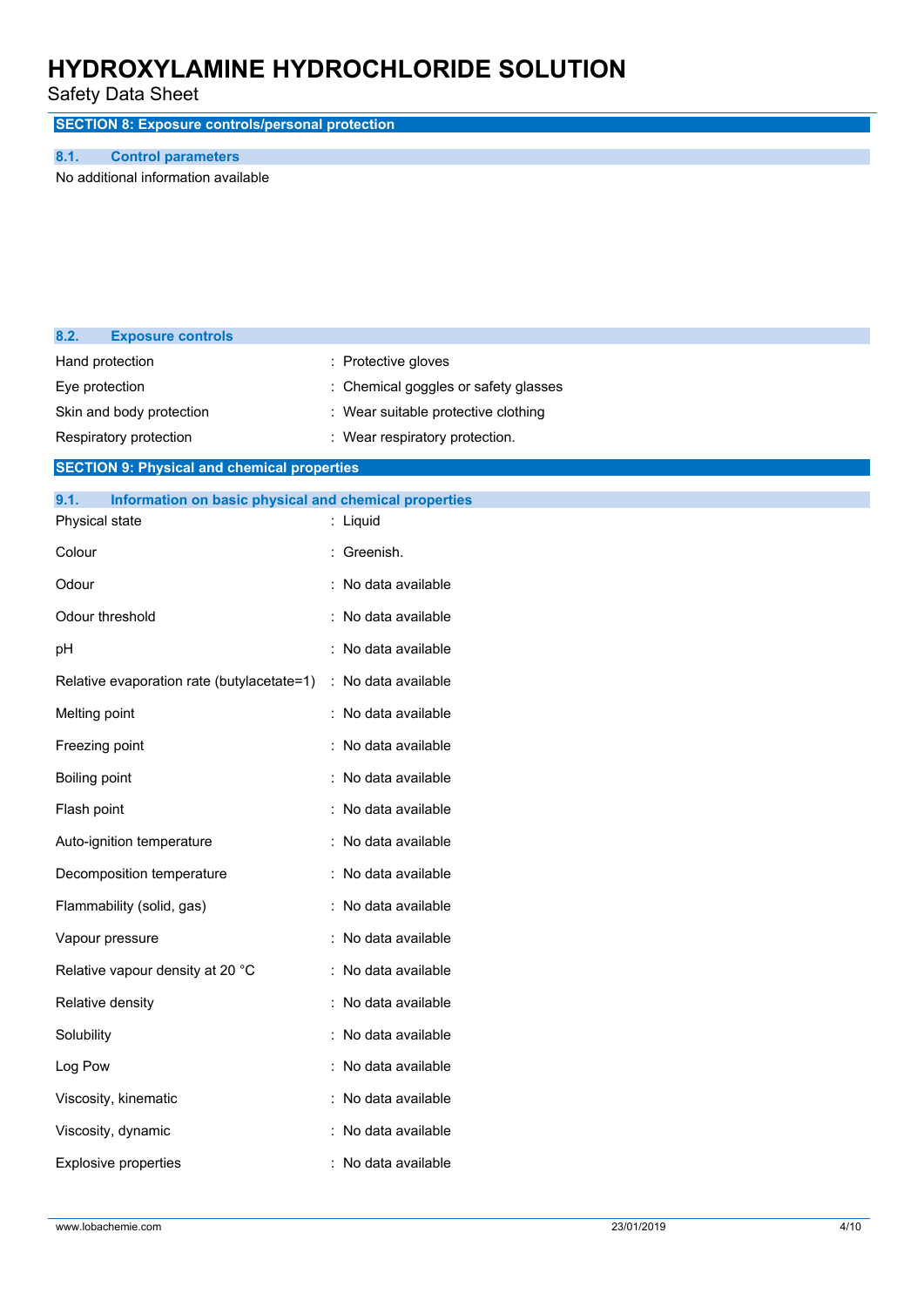## SECTION 8: Exposure controls/personal protection

### 8.1. Control parameters

No additional information available

### 8.2. Exposure controls

| | |
|---|---|
| Hand protection | : Protective gloves |
| Eye protection | : Chemical goggles or safety glasses |
| Skin and body protection | : Wear suitable protective clothing |
| Respiratory protection | : Wear respiratory protection. |

## SECTION 9: Physical and chemical properties

### 9.1. Information on basic physical and chemical properties

| | |
|---|---|
| Physical state | : Liquid |
| Colour | : Greenish. |
| Odour | : No data available |
| Odour threshold | : No data available |
| pH | : No data available |
| Relative evaporation rate (butylacetate=1) | : No data available |
| Melting point | : No data available |
| Freezing point | : No data available |
| Boiling point | : No data available |
| Flash point | : No data available |
| Auto-ignition temperature | : No data available |
| Decomposition temperature | : No data available |
| Flammability (solid, gas) | : No data available |
| Vapour pressure | : No data available |
| Relative vapour density at 20 °C | : No data available |
| Relative density | : No data available |
| Solubility | : No data available |
| Log Pow | : No data available |
| Viscosity, kinematic | : No data available |
| Viscosity, dynamic | : No data available |
| Explosive properties | : No data available |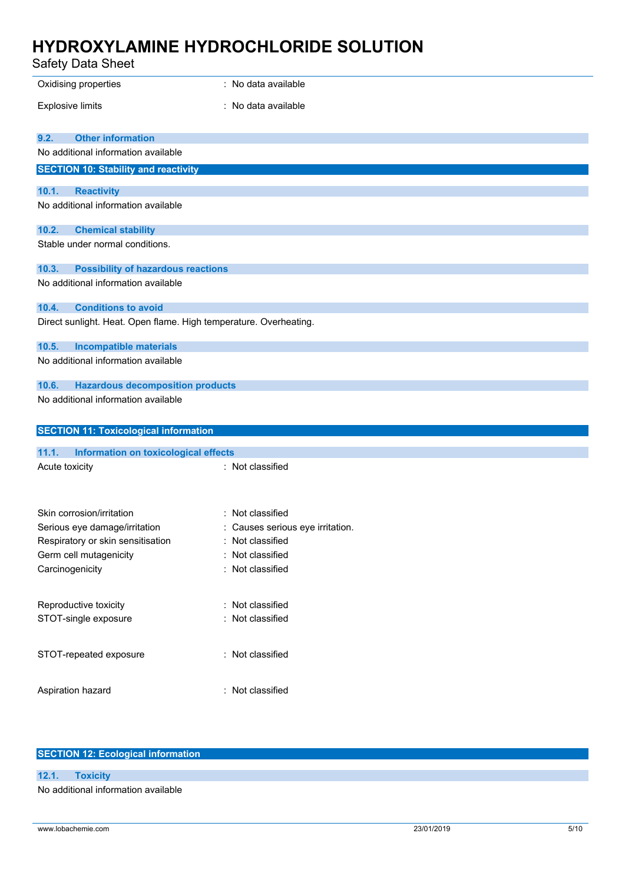| | |
|---|---|
| Oxidising properties | : No data available |
| Explosive limits | : No data available |

### 9.2. Other information

No additional information available

## SECTION 10: Stability and reactivity

### 10.1. Reactivity

No additional information available

### 10.2. Chemical stability

Stable under normal conditions.

### 10.3. Possibility of hazardous reactions

No additional information available

### 10.4. Conditions to avoid

Direct sunlight. Heat. Open flame. High temperature. Overheating.

### 10.5. Incompatible materials

No additional information available

### 10.6. Hazardous decomposition products

No additional information available

## SECTION 11: Toxicological information

### 11.1. Information on toxicological effects

| | |
|---|---|
| Acute toxicity | : Not classified |
| Skin corrosion/irritation | : Not classified |
| Serious eye damage/irritation | : Causes serious eye irritation. |
| Respiratory or skin sensitisation | : Not classified |
| Germ cell mutagenicity | : Not classified |
| Carcinogenicity | : Not classified |
| Reproductive toxicity | : Not classified |
| STOT-single exposure | : Not classified |
| STOT-repeated exposure | : Not classified |
| Aspiration hazard | : Not classified |

## SECTION 12: Ecological information

### 12.1. Toxicity

No additional information available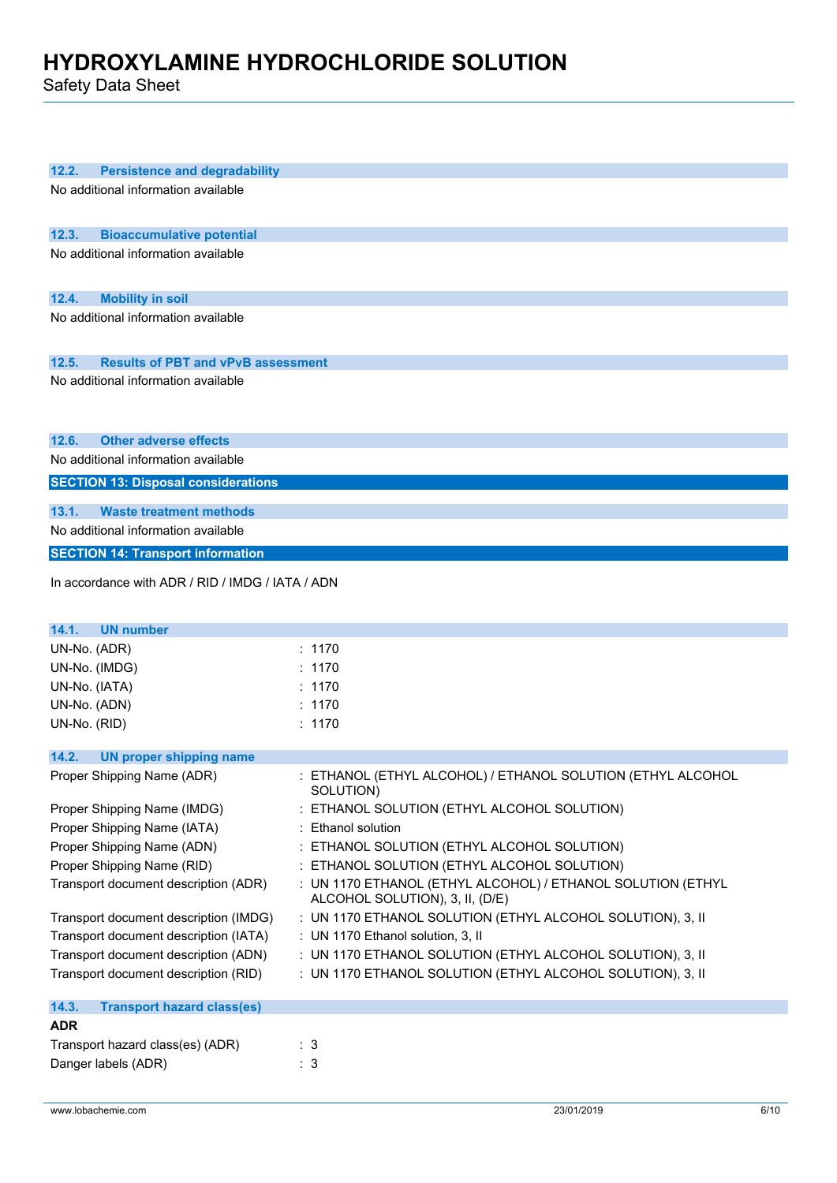### 12.2. Persistence and degradability

No additional information available

### 12.3. Bioaccumulative potential

No additional information available

### 12.4. Mobility in soil

No additional information available

### 12.5. Results of PBT and vPvB assessment

No additional information available

### 12.6. Other adverse effects

No additional information available

## SECTION 13: Disposal considerations

### 13.1. Waste treatment methods

No additional information available

## SECTION 14: Transport information

In accordance with ADR / RID / IMDG / IATA / ADN

### 14.1. UN number

| | |
|---|---|
| UN-No. (ADR) | : 1170 |
| UN-No. (IMDG) | : 1170 |
| UN-No. (IATA) | : 1170 |
| UN-No. (ADN) | : 1170 |
| UN-No. (RID) | : 1170 |

### 14.2. UN proper shipping name

| | |
|---|---|
| Proper Shipping Name (ADR) | : ETHANOL (ETHYL ALCOHOL) / ETHANOL SOLUTION (ETHYL ALCOHOL SOLUTION) |
| Proper Shipping Name (IMDG) | : ETHANOL SOLUTION (ETHYL ALCOHOL SOLUTION) |
| Proper Shipping Name (IATA) | : Ethanol solution |
| Proper Shipping Name (ADN) | : ETHANOL SOLUTION (ETHYL ALCOHOL SOLUTION) |
| Proper Shipping Name (RID) | : ETHANOL SOLUTION (ETHYL ALCOHOL SOLUTION) |
| Transport document description (ADR) | : UN 1170 ETHANOL (ETHYL ALCOHOL) / ETHANOL SOLUTION (ETHYL ALCOHOL SOLUTION), 3, II, (D/E) |
| Transport document description (IMDG) | : UN 1170 ETHANOL SOLUTION (ETHYL ALCOHOL SOLUTION), 3, II |
| Transport document description (IATA) | : UN 1170 Ethanol solution, 3, II |
| Transport document description (ADN) | : UN 1170 ETHANOL SOLUTION (ETHYL ALCOHOL SOLUTION), 3, II |
| Transport document description (RID) | : UN 1170 ETHANOL SOLUTION (ETHYL ALCOHOL SOLUTION), 3, II |

### 14.3. Transport hazard class(es)

**ADR**

| | |
|---|---|
| Transport hazard class(es) (ADR) | : 3 |
| Danger labels (ADR) | : 3 |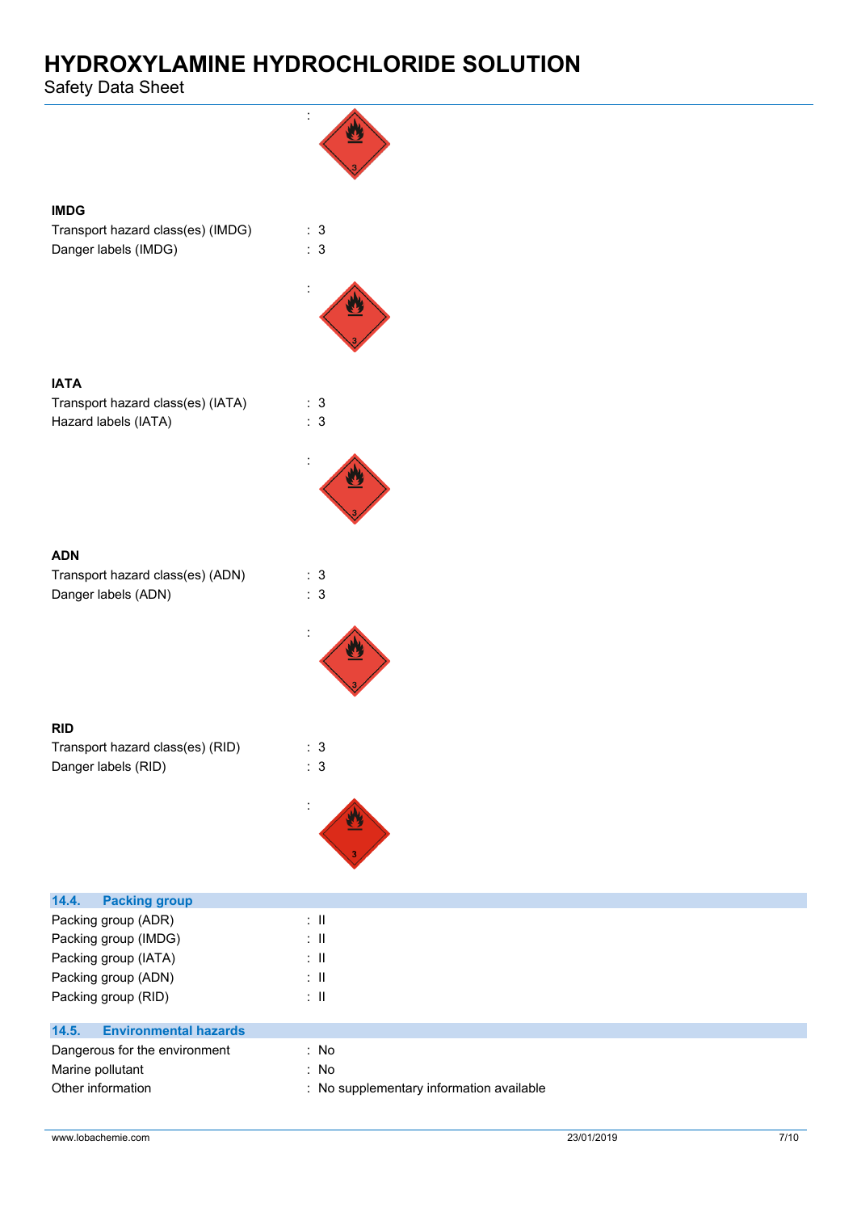:

**IMDG**

Transport hazard class(es) (IMDG) : 3

Danger labels (IMDG) : 3

:

**IATA**

Transport hazard class(es) (IATA) : 3

Hazard labels (IATA) : 3

:

**ADN**

Transport hazard class(es) (ADN) : 3

Danger labels (ADN) : 3

:

**RID**

Transport hazard class(es) (RID) : 3

Danger labels (RID) : 3

:

## 14.4. Packing group

Packing group (ADR) : II

Packing group (IMDG) : II

Packing group (IATA) : II

Packing group (ADN) : II

Packing group (RID) : II

## 14.5. Environmental hazards

Dangerous for the environment : No

Marine pollutant : No

Other information : No supplementary information available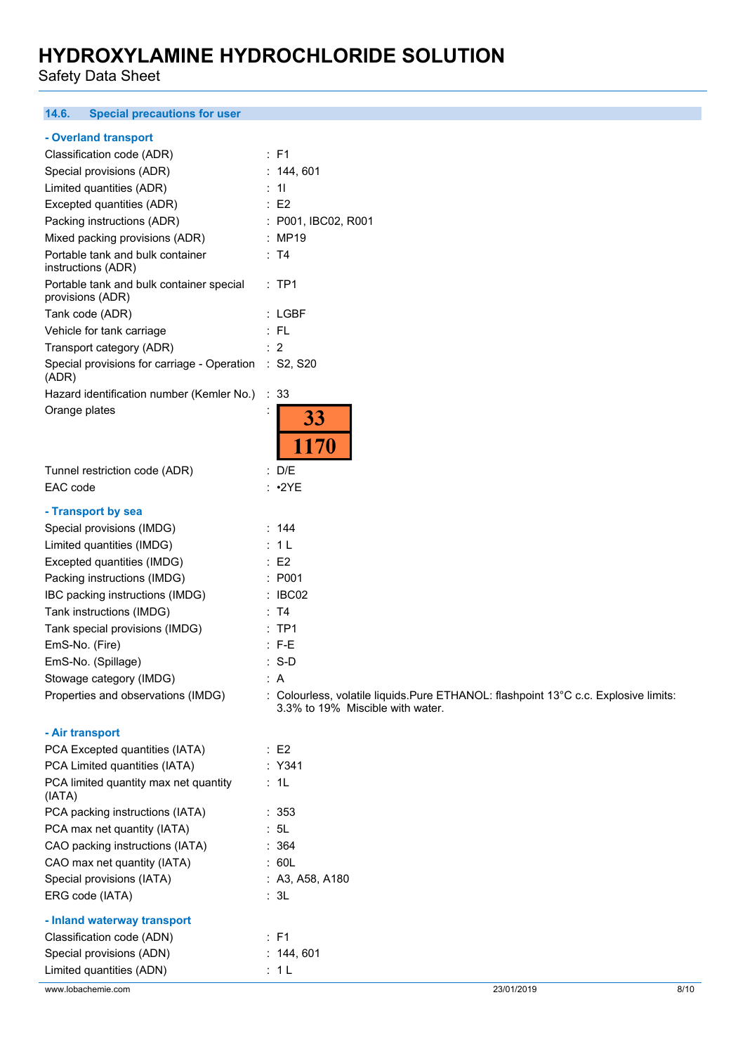## 14.6. Special precautions for user

### - Overland transport

| | |
|---|---|
| Classification code (ADR) | : F1 |
| Special provisions (ADR) | : 144, 601 |
| Limited quantities (ADR) | : 1l |
| Excepted quantities (ADR) | : E2 |
| Packing instructions (ADR) | : P001, IBC02, R001 |
| Mixed packing provisions (ADR) | : MP19 |
| Portable tank and bulk container instructions (ADR) | : T4 |
| Portable tank and bulk container special provisions (ADR) | : TP1 |
| Tank code (ADR) | : LGBF |
| Vehicle for tank carriage | : FL |
| Transport category (ADR) | : 2 |
| Special provisions for carriage - Operation (ADR) | : S2, S20 |
| Hazard identification number (Kemler No.) | : 33 |
| Orange plates | : 33 / 1170 |
| Tunnel restriction code (ADR) | : D/E |
| EAC code | : •2YE |

### - Transport by sea

| | |
|---|---|
| Special provisions (IMDG) | : 144 |
| Limited quantities (IMDG) | : 1 L |
| Excepted quantities (IMDG) | : E2 |
| Packing instructions (IMDG) | : P001 |
| IBC packing instructions (IMDG) | : IBC02 |
| Tank instructions (IMDG) | : T4 |
| Tank special provisions (IMDG) | : TP1 |
| EmS-No. (Fire) | : F-E |
| EmS-No. (Spillage) | : S-D |
| Stowage category (IMDG) | : A |
| Properties and observations (IMDG) | : Colourless, volatile liquids.Pure ETHANOL: flashpoint 13°C c.c. Explosive limits: 3.3% to 19% Miscible with water. |

### - Air transport

| | |
|---|---|
| PCA Excepted quantities (IATA) | : E2 |
| PCA Limited quantities (IATA) | : Y341 |
| PCA limited quantity max net quantity (IATA) | : 1L |
| PCA packing instructions (IATA) | : 353 |
| PCA max net quantity (IATA) | : 5L |
| CAO packing instructions (IATA) | : 364 |
| CAO max net quantity (IATA) | : 60L |
| Special provisions (IATA) | : A3, A58, A180 |
| ERG code (IATA) | : 3L |

### - Inland waterway transport

| | |
|---|---|
| Classification code (ADN) | : F1 |
| Special provisions (ADN) | : 144, 601 |
| Limited quantities (ADN) | : 1 L |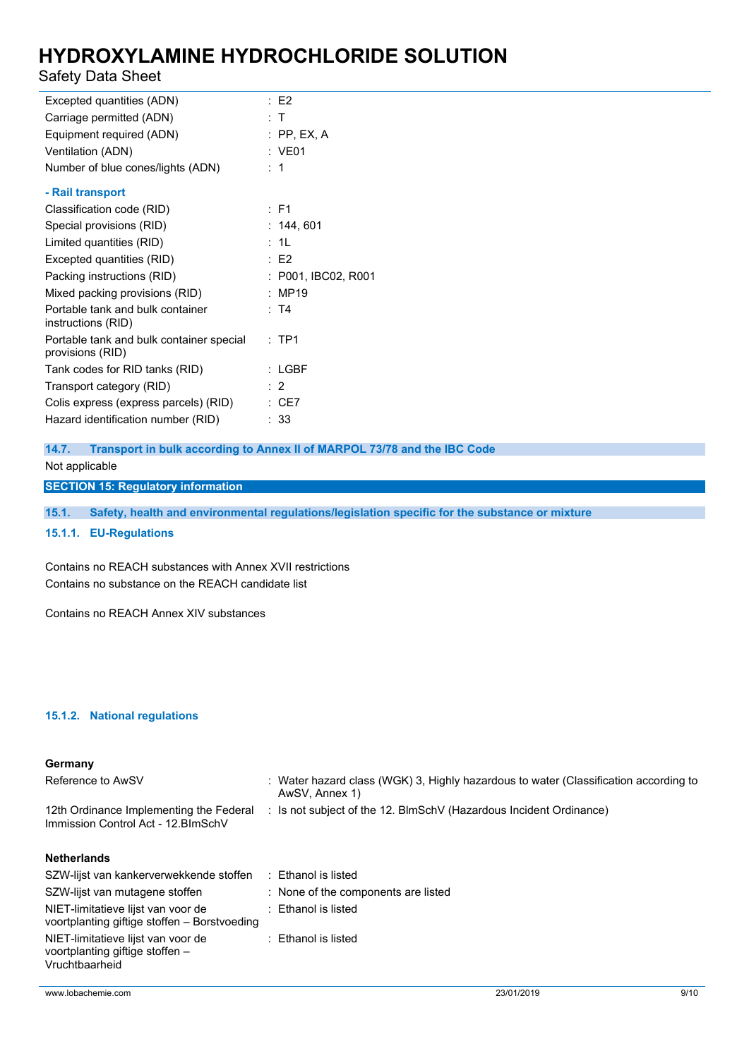| | |
|---|---|
| Excepted quantities (ADN) | : E2 |
| Carriage permitted (ADN) | : T |
| Equipment required (ADN) | : PP, EX, A |
| Ventilation (ADN) | : VE01 |
| Number of blue cones/lights (ADN) | : 1 |

**- Rail transport**

| | |
|---|---|
| Classification code (RID) | : F1 |
| Special provisions (RID) | : 144, 601 |
| Limited quantities (RID) | : 1L |
| Excepted quantities (RID) | : E2 |
| Packing instructions (RID) | : P001, IBC02, R001 |
| Mixed packing provisions (RID) | : MP19 |
| Portable tank and bulk container instructions (RID) | : T4 |
| Portable tank and bulk container special provisions (RID) | : TP1 |
| Tank codes for RID tanks (RID) | : LGBF |
| Transport category (RID) | : 2 |
| Colis express (express parcels) (RID) | : CE7 |
| Hazard identification number (RID) | : 33 |

### 14.7. Transport in bulk according to Annex II of MARPOL 73/78 and the IBC Code

Not applicable

## SECTION 15: Regulatory information

### 15.1. Safety, health and environmental regulations/legislation specific for the substance or mixture

#### 15.1.1. EU-Regulations

Contains no REACH substances with Annex XVII restrictions

Contains no substance on the REACH candidate list

Contains no REACH Annex XIV substances

#### 15.1.2. National regulations

**Germany**

| | |
|---|---|
| Reference to AwSV | : Water hazard class (WGK) 3, Highly hazardous to water (Classification according to AwSV, Annex 1) |
| 12th Ordinance Implementing the Federal Immission Control Act - 12.BImSchV | : Is not subject of the 12. BlmSchV (Hazardous Incident Ordinance) |

**Netherlands**

| | |
|---|---|
| SZW-lijst van kankerverwekkende stoffen | : Ethanol is listed |
| SZW-lijst van mutagene stoffen | : None of the components are listed |
| NIET-limitatieve lijst van voor de voortplanting giftige stoffen – Borstvoeding | : Ethanol is listed |
| NIET-limitatieve lijst van voor de voortplanting giftige stoffen – Vruchtbaarheid | : Ethanol is listed |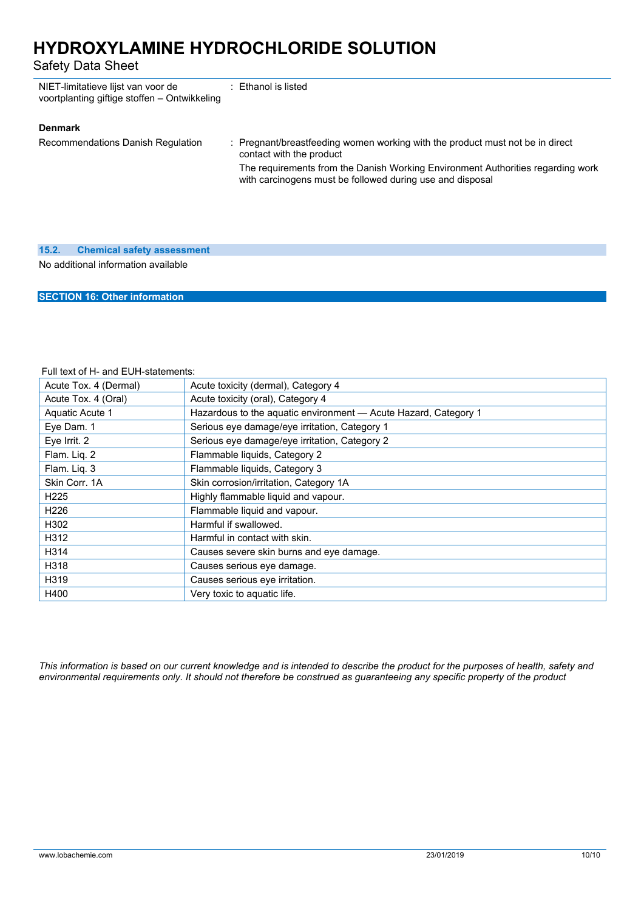NIET-limitatieve lijst van voor de voortplanting giftige stoffen – Ontwikkeling : Ethanol is listed

**Denmark**

Recommendations Danish Regulation : Pregnant/breastfeeding women working with the product must not be in direct contact with the product

The requirements from the Danish Working Environment Authorities regarding work with carcinogens must be followed during use and disposal

### 15.2. Chemical safety assessment

No additional information available

## SECTION 16: Other information

Full text of H- and EUH-statements:

| | |
|---|---|
| Acute Tox. 4 (Dermal) | Acute toxicity (dermal), Category 4 |
| Acute Tox. 4 (Oral) | Acute toxicity (oral), Category 4 |
| Aquatic Acute 1 | Hazardous to the aquatic environment — Acute Hazard, Category 1 |
| Eye Dam. 1 | Serious eye damage/eye irritation, Category 1 |
| Eye Irrit. 2 | Serious eye damage/eye irritation, Category 2 |
| Flam. Liq. 2 | Flammable liquids, Category 2 |
| Flam. Liq. 3 | Flammable liquids, Category 3 |
| Skin Corr. 1A | Skin corrosion/irritation, Category 1A |
| H225 | Highly flammable liquid and vapour. |
| H226 | Flammable liquid and vapour. |
| H302 | Harmful if swallowed. |
| H312 | Harmful in contact with skin. |
| H314 | Causes severe skin burns and eye damage. |
| H318 | Causes serious eye damage. |
| H319 | Causes serious eye irritation. |
| H400 | Very toxic to aquatic life. |

*This information is based on our current knowledge and is intended to describe the product for the purposes of health, safety and environmental requirements only. It should not therefore be construed as guaranteeing any specific property of the product*